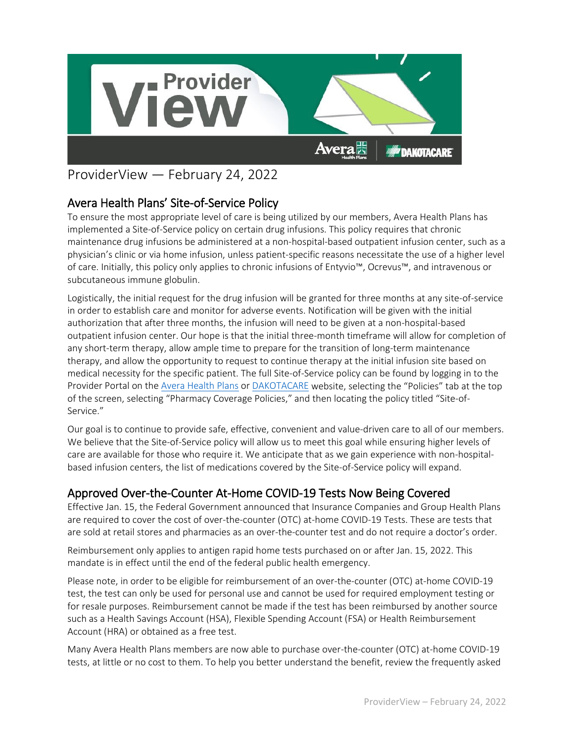# ProviderView — February 24, 2022

## Avera Health Plans' Site-of-Service Policy

To ensure the most appropriate level of care is being utilized by our members, Avera Health Plans has implemented a Site-of-Service policy on certain drug infusions. This policy requires that chronic maintenance drug infusions be administered at a non-hospital-based outpatient infusion center, such as a physician's clinic or via home infusion, unless patient-specific reasons necessitate the use of a higher level of care. Initially, this policy only applies to chronic infusions of Entyvio™, Ocrevus™, and intravenous or subcutaneous immune globulin.

Logistically, the initial request for the drug infusion will be granted for three months at any site-of-service in order to establish care and monitor for adverse events. Notification will be given with the initial authorization that after three months, the infusion will need to be given at a non-hospital-based outpatient infusion center. Our hope is that the initial three-month timeframe will allow for completion of any short-term therapy, allow ample time to prepare for the transition of long-term maintenance therapy, and allow the opportunity to request to continue therapy at the initial infusion site based on medical necessity for the specific patient. The full Site-of-Service policy can be found by logging in to the Provider Portal on the Avera Health Plans or DAKOTACARE website, selecting the "Policies" tab at the top of the screen, selecting "Pharmacy Coverage Policies," and then locating the policy titled "Site-of-Service."

Our goal is to continue to provide safe, effective, convenient and value-driven care to all of our members. We believe that the Site-of-Service policy will allow us to meet this goal while ensuring higher levels of care are available for those who require it. We anticipate that as we gain experience with non-hospital-based infusion centers, the list of medications covered by the Site-of-Service policy will expand.

## Approved Over-the-Counter At-Home COVID-19 Tests Now Being Covered

Effective Jan. 15, the Federal Government announced that Insurance Companies and Group Health Plans are required to cover the cost of over-the-counter (OTC) at-home COVID-19 Tests. These are tests that are sold at retail stores and pharmacies as an over-the-counter test and do not require a doctor's order.

Reimbursement only applies to antigen rapid home tests purchased on or after Jan. 15, 2022. This mandate is in effect until the end of the federal public health emergency.

Please note, in order to be eligible for reimbursement of an over-the-counter (OTC) at-home COVID-19 test, the test can only be used for personal use and cannot be used for required employment testing or for resale purposes. Reimbursement cannot be made if the test has been reimbursed by another source such as a Health Savings Account (HSA), Flexible Spending Account (FSA) or Health Reimbursement Account (HRA) or obtained as a free test.

Many Avera Health Plans members are now able to purchase over-the-counter (OTC) at-home COVID-19 tests, at little or no cost to them. To help you better understand the benefit, review the frequently asked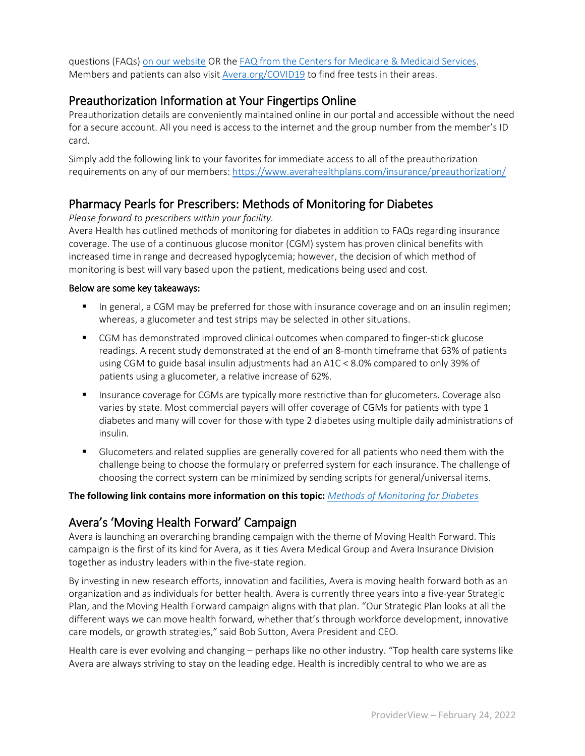questions (FAQs) on our website OR the FAQ from the Centers for Medicare & Medicaid Services. Members and patients can also visit Avera.org/COVID19 to find free tests in their areas.

## Preauthorization Information at Your Fingertips Online

Preauthorization details are conveniently maintained online in our portal and accessible without the need for a secure account. All you need is access to the internet and the group number from the member's ID card.

Simply add the following link to your favorites for immediate access to all of the preauthorization requirements on any of our members: https://www.averahealthplans.com/insurance/preauthorization/

## Pharmacy Pearls for Prescribers: Methods of Monitoring for Diabetes

*Please forward to prescribers within your facility.*

Avera Health has outlined methods of monitoring for diabetes in addition to FAQs regarding insurance coverage. The use of a continuous glucose monitor (CGM) system has proven clinical benefits with increased time in range and decreased hypoglycemia; however, the decision of which method of monitoring is best will vary based upon the patient, medications being used and cost.

**Below are some key takeaways:**

- In general, a CGM may be preferred for those with insurance coverage and on an insulin regimen; whereas, a glucometer and test strips may be selected in other situations.
- CGM has demonstrated improved clinical outcomes when compared to finger-stick glucose readings. A recent study demonstrated at the end of an 8-month timeframe that 63% of patients using CGM to guide basal insulin adjustments had an A1C < 8.0% compared to only 39% of patients using a glucometer, a relative increase of 62%.
- Insurance coverage for CGMs are typically more restrictive than for glucometers. Coverage also varies by state. Most commercial payers will offer coverage of CGMs for patients with type 1 diabetes and many will cover for those with type 2 diabetes using multiple daily administrations of insulin.
- Glucometers and related supplies are generally covered for all patients who need them with the challenge being to choose the formulary or preferred system for each insurance. The challenge of choosing the correct system can be minimized by sending scripts for general/universal items.

**The following link contains more information on this topic:** *Methods of Monitoring for Diabetes*

## Avera's 'Moving Health Forward' Campaign

Avera is launching an overarching branding campaign with the theme of Moving Health Forward. This campaign is the first of its kind for Avera, as it ties Avera Medical Group and Avera Insurance Division together as industry leaders within the five-state region.

By investing in new research efforts, innovation and facilities, Avera is moving health forward both as an organization and as individuals for better health. Avera is currently three years into a five-year Strategic Plan, and the Moving Health Forward campaign aligns with that plan. "Our Strategic Plan looks at all the different ways we can move health forward, whether that's through workforce development, innovative care models, or growth strategies," said Bob Sutton, Avera President and CEO.

Health care is ever evolving and changing – perhaps like no other industry. "Top health care systems like Avera are always striving to stay on the leading edge. Health is incredibly central to who we are as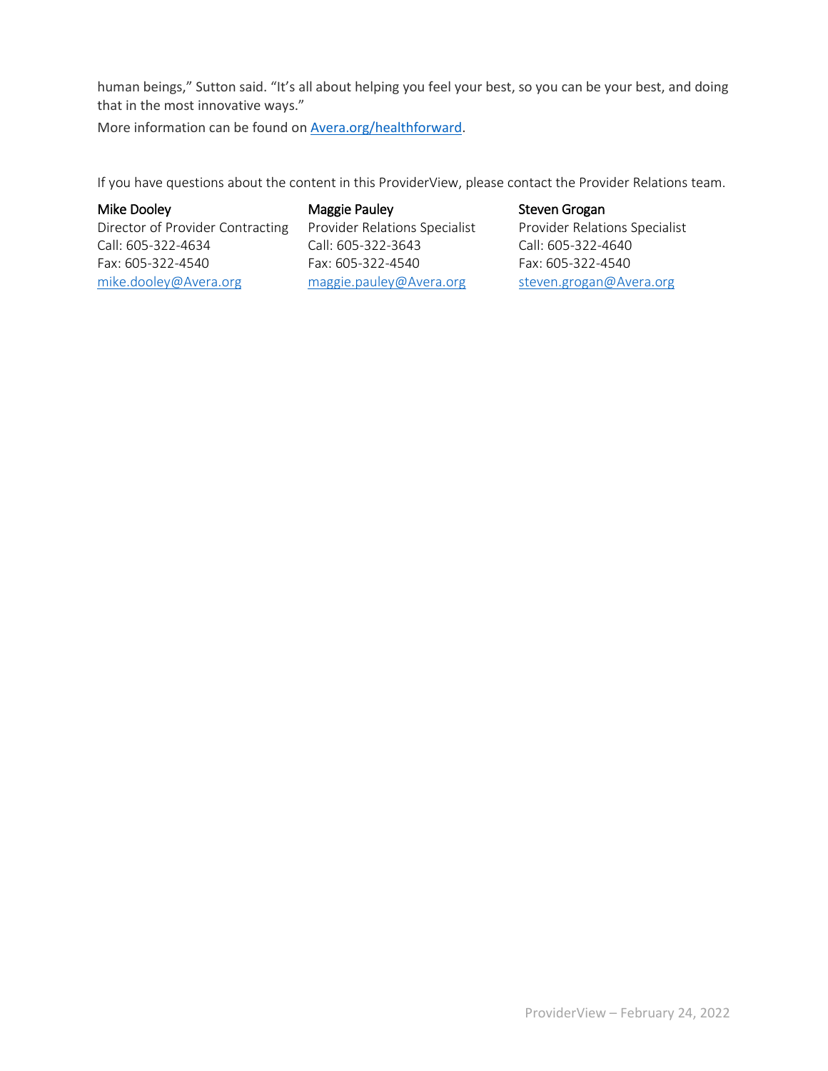human beings," Sutton said. "It's all about helping you feel your best, so you can be your best, and doing that in the most innovative ways."

More information can be found on Avera.org/healthforward.

If you have questions about the content in this ProviderView, please contact the Provider Relations team.

Mike Dooley
Director of Provider Contracting
Call: 605-322-4634
Fax: 605-322-4540
mike.dooley@Avera.org

Maggie Pauley
Provider Relations Specialist
Call: 605-322-3643
Fax: 605-322-4540
maggie.pauley@Avera.org

Steven Grogan
Provider Relations Specialist
Call: 605-322-4640
Fax: 605-322-4540
steven.grogan@Avera.org